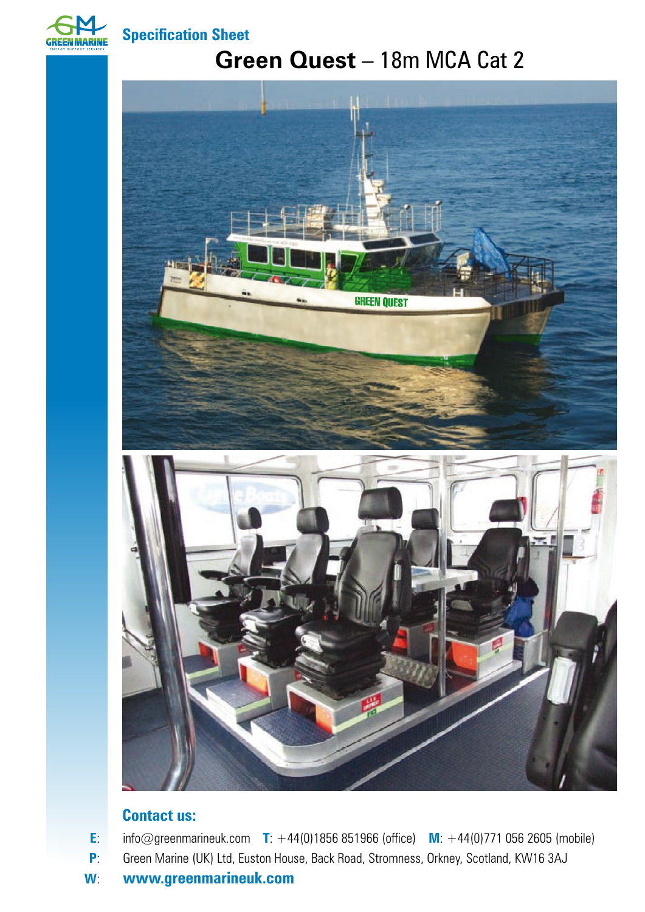GREEN MARINE
ENERGY SUPPORT SERVICES

## Specification Sheet

# **Green Quest** – 18m MCA Cat 2

## Contact us:

**E**: info@greenmarineuk.com **T**: +44(0)1856 851966 (office) **M**: +44(0)771 056 2605 (mobile)

**P**: Green Marine (UK) Ltd, Euston House, Back Road, Stromness, Orkney, Scotland, KW16 3AJ

**W**: **www.greenmarineuk.com**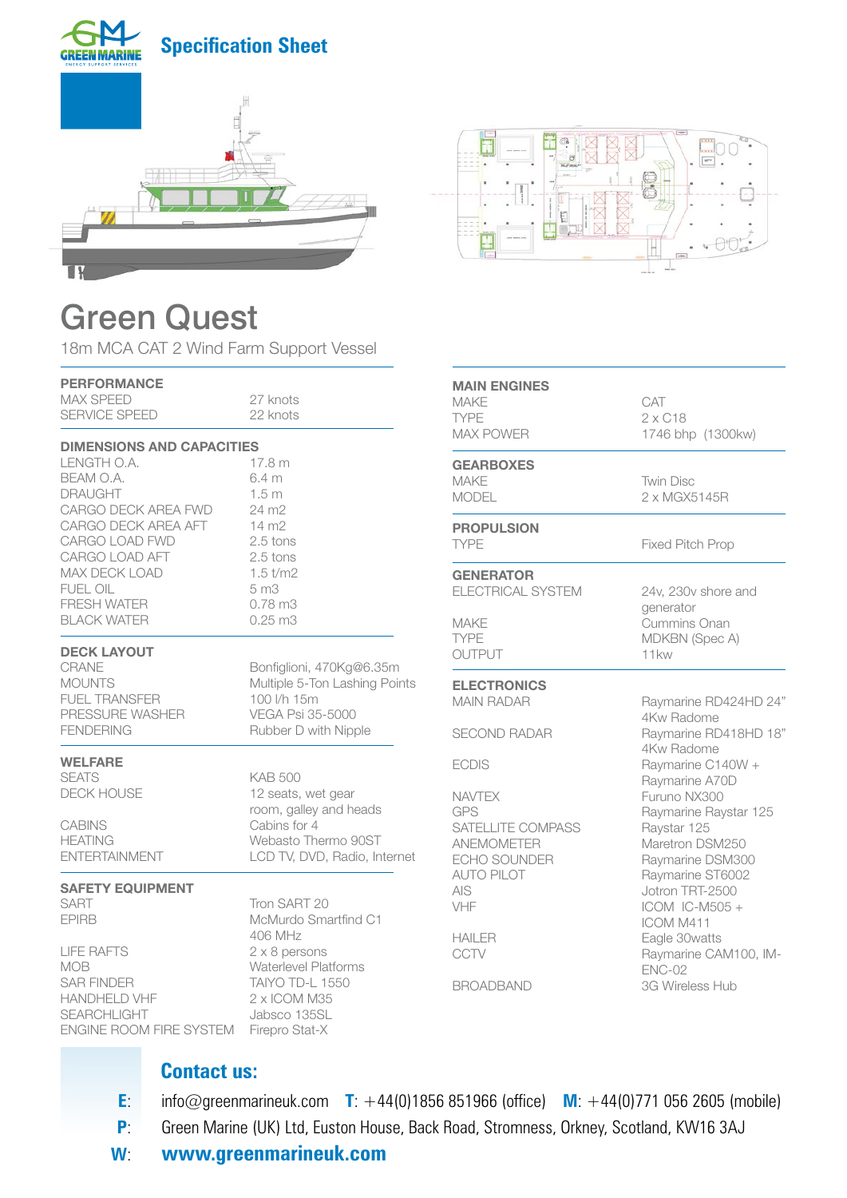Specification Sheet

# Green Quest

18m MCA CAT 2 Wind Farm Support Vessel

## PERFORMANCE

| | |
|---|---|
| MAX SPEED | 27 knots |
| SERVICE SPEED | 22 knots |

## DIMENSIONS AND CAPACITIES

| | |
|---|---|
| LENGTH O.A. | 17.8 m |
| BEAM O.A. | 6.4 m |
| DRAUGHT | 1.5 m |
| CARGO DECK AREA FWD | 24 m2 |
| CARGO DECK AREA AFT | 14 m2 |
| CARGO LOAD FWD | 2.5 tons |
| CARGO LOAD AFT | 2.5 tons |
| MAX DECK LOAD | 1.5 t/m2 |
| FUEL OIL | 5 m3 |
| FRESH WATER | 0.78 m3 |
| BLACK WATER | 0.25 m3 |

## DECK LAYOUT

| | |
|---|---|
| CRANE | Bonfiglioni, 470Kg@6.35m |
| MOUNTS | Multiple 5-Ton Lashing Points |
| FUEL TRANSFER | 100 l/h 15m |
| PRESSURE WASHER | VEGA Psi 35-5000 |
| FENDERING | Rubber D with Nipple |

## WELFARE

| | |
|---|---|
| SEATS | KAB 500 |
| DECK HOUSE | 12 seats, wet gear room, galley and heads |
| CABINS | Cabins for 4 |
| HEATING | Webasto Thermo 90ST |
| ENTERTAINMENT | LCD TV, DVD, Radio, Internet |

## SAFETY EQUIPMENT

| | |
|---|---|
| SART | Tron SART 20 |
| EPIRB | McMurdo Smartfind C1 406 MHz |
| LIFE RAFTS | 2 x 8 persons |
| MOB | Waterlevel Platforms |
| SAR FINDER | TAIYO TD-L 1550 |
| HANDHELD VHF | 2 x ICOM M35 |
| SEARCHLIGHT | Jabsco 135SL |
| ENGINE ROOM FIRE SYSTEM | Firepro Stat-X |

## MAIN ENGINES

| | |
|---|---|
| MAKE | CAT |
| TYPE | 2 x C18 |
| MAX POWER | 1746 bhp (1300kw) |

## GEARBOXES

| | |
|---|---|
| MAKE | Twin Disc |
| MODEL | 2 x MGX5145R |

## PROPULSION

| | |
|---|---|
| TYPE | Fixed Pitch Prop |

## GENERATOR

| | |
|---|---|
| ELECTRICAL SYSTEM | 24v, 230v shore and generator |
| MAKE | Cummins Onan |
| TYPE | MDKBN (Spec A) |
| OUTPUT | 11kw |

## ELECTRONICS

| | |
|---|---|
| MAIN RADAR | Raymarine RD424HD 24" 4Kw Radome |
| SECOND RADAR | Raymarine RD418HD 18" 4Kw Radome |
| ECDIS | Raymarine C140W + Raymarine A70D |
| NAVTEX | Furuno NX300 |
| GPS | Raymarine Raystar 125 |
| SATELLITE COMPASS | Raystar 125 |
| ANEMOMETER | Maretron DSM250 |
| ECHO SOUNDER | Raymarine DSM300 |
| AUTO PILOT | Raymarine ST6002 |
| AIS | Jotron TRT-2500 |
| VHF | ICOM IC-M505 + ICOM M411 |
| HAILER | Eagle 30watts |
| CCTV | Raymarine CAM100, IM-ENC-02 |
| BROADBAND | 3G Wireless Hub |

## Contact us:

**E**: info@greenmarineuk.com **T**: +44(0)1856 851966 (office) **M**: +44(0)771 056 2605 (mobile)

**P**: Green Marine (UK) Ltd, Euston House, Back Road, Stromness, Orkney, Scotland, KW16 3AJ

**W**: **www.greenmarineuk.com**